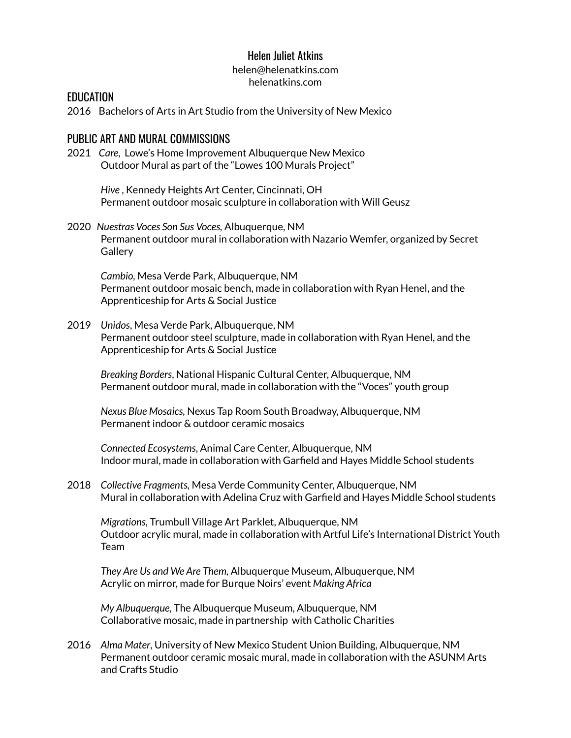# Helen Juliet Atkins

helen@helenatkins.com
helenatkins.com

## EDUCATION

2016 Bachelors of Arts in Art Studio from the University of New Mexico

## PUBLIC ART AND MURAL COMMISSIONS

2021 *Care*, Lowe's Home Improvement Albuquerque New Mexico
Outdoor Mural as part of the "Lowes 100 Murals Project"

*Hive* , Kennedy Heights Art Center, Cincinnati, OH
Permanent outdoor mosaic sculpture in collaboration with Will Geusz

2020 *Nuestras Voces Son Sus Voces,* Albuquerque, NM
Permanent outdoor mural in collaboration with Nazario Wemfer, organized by Secret Gallery

*Cambio*, Mesa Verde Park, Albuquerque, NM
Permanent outdoor mosaic bench, made in collaboration with Ryan Henel, and the Apprenticeship for Arts & Social Justice

2019 *Unidos*, Mesa Verde Park, Albuquerque, NM
Permanent outdoor steel sculpture, made in collaboration with Ryan Henel, and the Apprenticeship for Arts & Social Justice

*Breaking Borders*, National Hispanic Cultural Center, Albuquerque, NM
Permanent outdoor mural, made in collaboration with the "Voces" youth group

*Nexus Blue Mosaics,* Nexus Tap Room South Broadway, Albuquerque, NM
Permanent indoor & outdoor ceramic mosaics

*Connected Ecosystems*, Animal Care Center, Albuquerque, NM
Indoor mural, made in collaboration with Garfield and Hayes Middle School students

2018 *Collective Fragments,* Mesa Verde Community Center, Albuquerque, NM
Mural in collaboration with Adelina Cruz with Garfield and Hayes Middle School students

*Migrations,* Trumbull Village Art Parklet, Albuquerque, NM
Outdoor acrylic mural, made in collaboration with Artful Life's International District Youth Team

*They Are Us and We Are Them,* Albuquerque Museum, Albuquerque, NM
Acrylic on mirror, made for Burque Noirs' event *Making Africa*

*My Albuquerque,* The Albuquerque Museum, Albuquerque, NM
Collaborative mosaic, made in partnership with Catholic Charities

2016 *Alma Mater*, University of New Mexico Student Union Building, Albuquerque, NM
Permanent outdoor ceramic mosaic mural, made in collaboration with the ASUNM Arts and Crafts Studio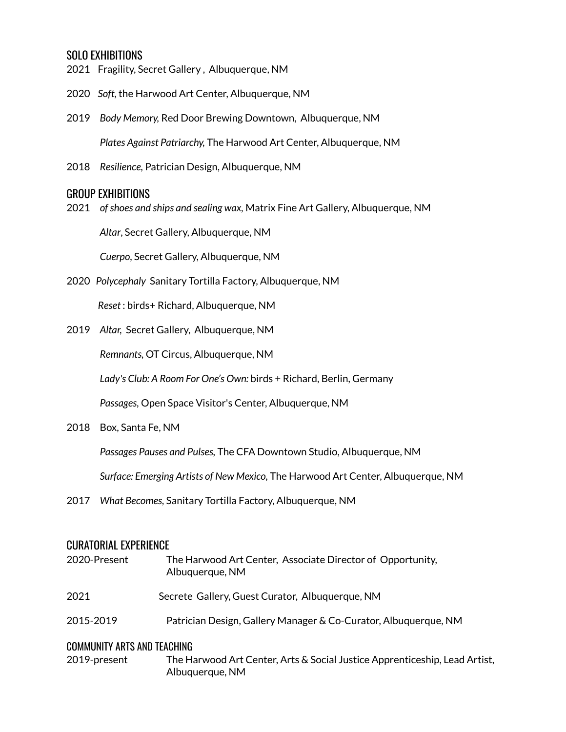## SOLO EXHIBITIONS

2021 Fragility, Secret Gallery , Albuquerque, NM

2020 *Soft*, the Harwood Art Center, Albuquerque, NM

2019 *Body Memory,* Red Door Brewing Downtown, Albuquerque, NM

*Plates Against Patriarchy,* The Harwood Art Center, Albuquerque, NM

2018 *Resilience,* Patrician Design, Albuquerque, NM

## GROUP EXHIBITIONS

2021 *of shoes and ships and sealing wax*, Matrix Fine Art Gallery, Albuquerque, NM

*Altar*, Secret Gallery, Albuquerque, NM

*Cuerpo*, Secret Gallery, Albuquerque, NM

2020 *Polycephaly* Sanitary Tortilla Factory, Albuquerque, NM

*Reset* : birds+ Richard, Albuquerque, NM

2019 *Altar,* Secret Gallery, Albuquerque, NM

*Remnants,* OT Circus, Albuquerque, NM

*Lady's Club: A Room For One's Own:* birds + Richard, Berlin, Germany

*Passages,* Open Space Visitor's Center, Albuquerque, NM

2018 Box, Santa Fe, NM

*Passages Pauses and Pulses,* The CFA Downtown Studio, Albuquerque, NM

*Surface: Emerging Artists of New Mexico,* The Harwood Art Center, Albuquerque, NM

2017 *What Becomes*, Sanitary Tortilla Factory, Albuquerque, NM

## CURATORIAL EXPERIENCE

2020-Present The Harwood Art Center, Associate Director of Opportunity, Albuquerque, NM

2021 Secrete Gallery, Guest Curator, Albuquerque, NM

2015-2019 Patrician Design, Gallery Manager & Co-Curator, Albuquerque, NM

## COMMUNITY ARTS AND TEACHING

2019-present The Harwood Art Center, Arts & Social Justice Apprenticeship, Lead Artist, Albuquerque, NM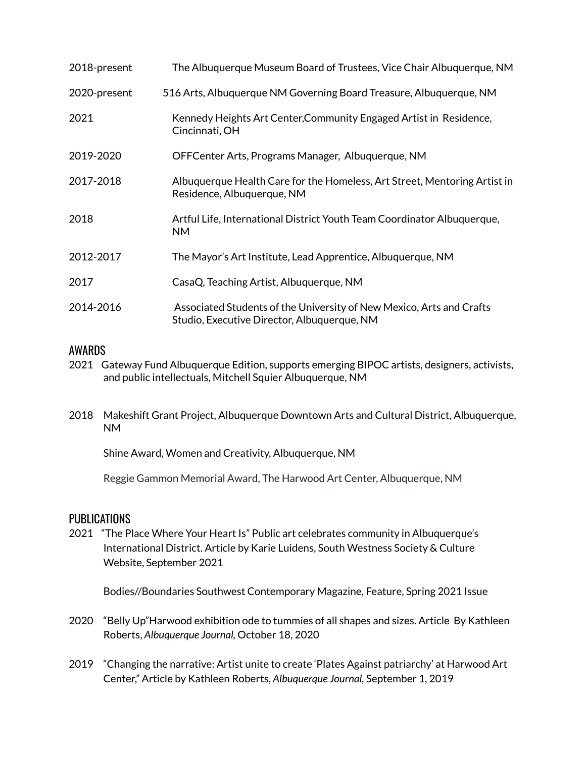2018-present The Albuquerque Museum Board of Trustees, Vice Chair Albuquerque, NM

2020-present 516 Arts, Albuquerque NM Governing Board Treasure, Albuquerque, NM

2021 Kennedy Heights Art Center,Community Engaged Artist in Residence, Cincinnati, OH

2019-2020 OFFCenter Arts, Programs Manager, Albuquerque, NM

2017-2018 Albuquerque Health Care for the Homeless, Art Street, Mentoring Artist in Residence, Albuquerque, NM

2018 Artful Life, International District Youth Team Coordinator Albuquerque, NM

2012-2017 The Mayor's Art Institute, Lead Apprentice, Albuquerque, NM

2017 CasaQ, Teaching Artist, Albuquerque, NM

2014-2016 Associated Students of the University of New Mexico, Arts and Crafts Studio, Executive Director, Albuquerque, NM

## AWARDS

2021 Gateway Fund Albuquerque Edition, supports emerging BIPOC artists, designers, activists, and public intellectuals, Mitchell Squier Albuquerque, NM

2018 Makeshift Grant Project, Albuquerque Downtown Arts and Cultural District, Albuquerque, NM

Shine Award, Women and Creativity, Albuquerque, NM

Reggie Gammon Memorial Award, The Harwood Art Center, Albuquerque, NM

## PUBLICATIONS

2021 "The Place Where Your Heart Is" Public art celebrates community in Albuquerque's International District. Article by Karie Luidens, South Westness Society & Culture Website, September 2021

Bodies//Boundaries Southwest Contemporary Magazine, Feature, Spring 2021 Issue

2020 "Belly Up"Harwood exhibition ode to tummies of all shapes and sizes. Article By Kathleen Roberts, *Albuquerque Journal*, October 18, 2020

2019 "Changing the narrative: Artist unite to create 'Plates Against patriarchy' at Harwood Art Center," Article by Kathleen Roberts, *Albuquerque Journal*, September 1, 2019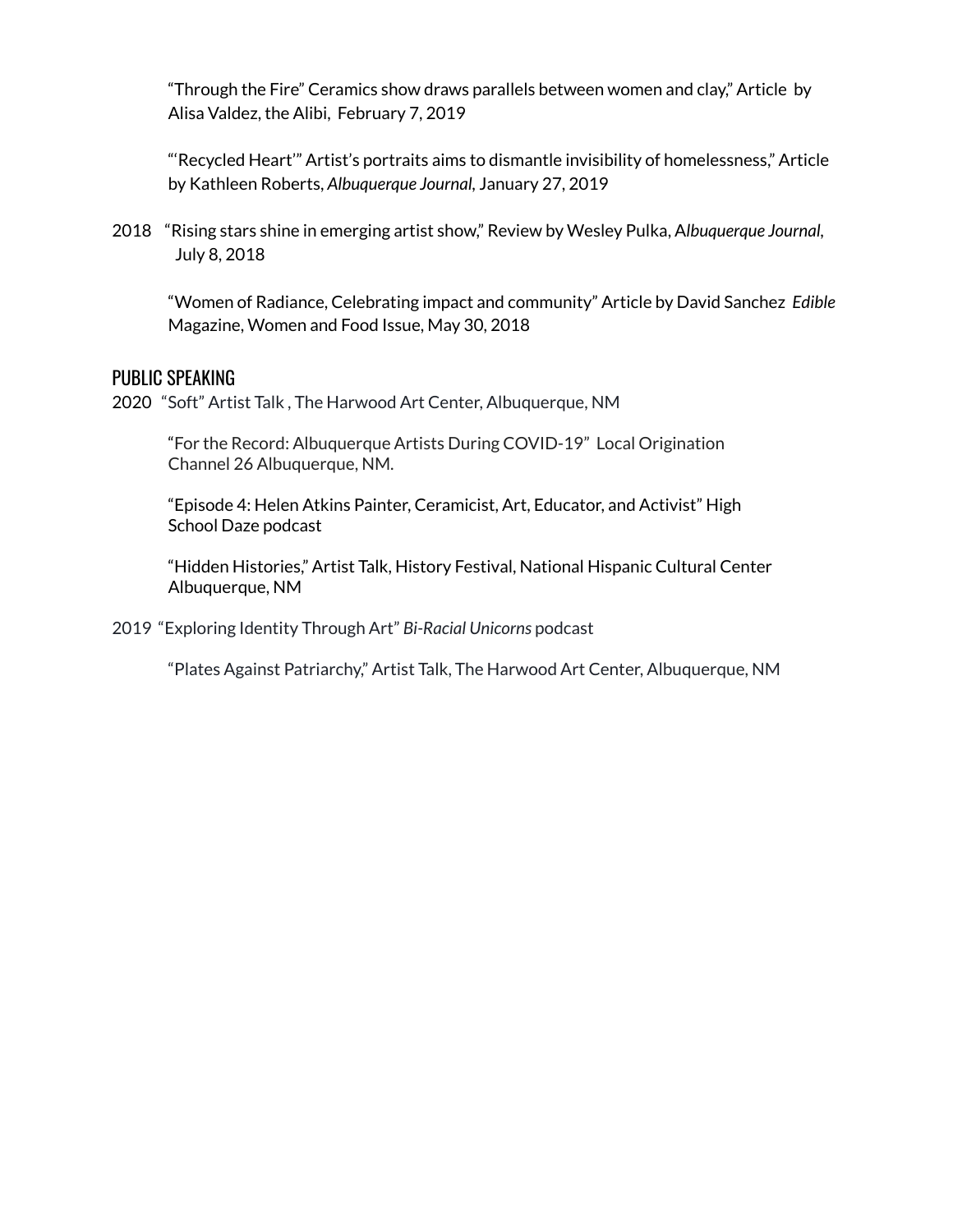"Through the Fire" Ceramics show draws parallels between women and clay," Article by Alisa Valdez, the Alibi, February 7, 2019

"'Recycled Heart'" Artist's portraits aims to dismantle invisibility of homelessness," Article by Kathleen Roberts, *Albuquerque Journal*, January 27, 2019

2018 "Rising stars shine in emerging artist show," Review by Wesley Pulka, A*lbuquerque Journal*, July 8, 2018

"Women of Radiance, Celebrating impact and community" Article by David Sanchez *Edible* Magazine, Women and Food Issue, May 30, 2018

## PUBLIC SPEAKING

2020 "Soft" Artist Talk , The Harwood Art Center, Albuquerque, NM

"For the Record: Albuquerque Artists During COVID-19" Local Origination Channel 26 Albuquerque, NM.

"Episode 4: Helen Atkins Painter, Ceramicist, Art, Educator, and Activist" High School Daze podcast

"Hidden Histories," Artist Talk, History Festival, National Hispanic Cultural Center Albuquerque, NM

2019 "Exploring Identity Through Art" *Bi-Racial Unicorns* podcast

"Plates Against Patriarchy," Artist Talk, The Harwood Art Center, Albuquerque, NM